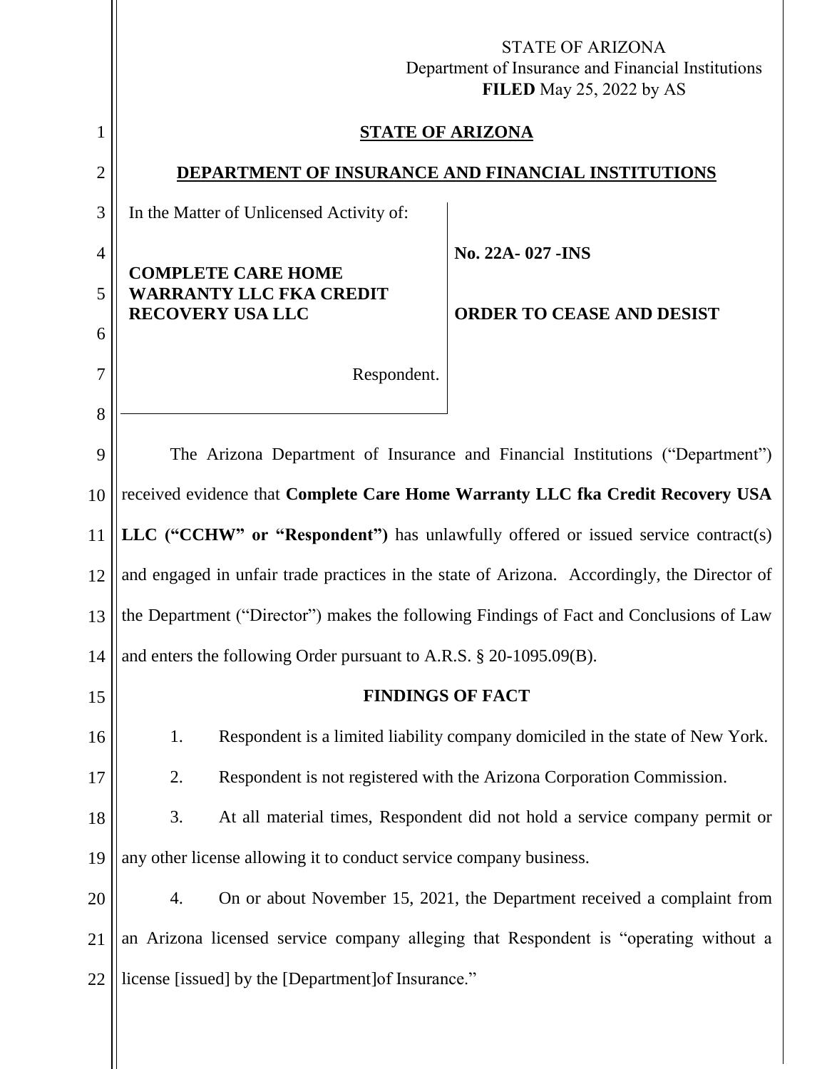STATE OF ARIZONA
Department of Insurance and Financial Institutions
**FILED** May 25, 2022 by AS

# STATE OF ARIZONA

## DEPARTMENT OF INSURANCE AND FINANCIAL INSTITUTIONS

In the Matter of Unlicensed Activity of:

**COMPLETE CARE HOME WARRANTY LLC FKA CREDIT RECOVERY USA LLC**

Respondent.

**No. 22A- 027 -INS**

**ORDER TO CEASE AND DESIST**

The Arizona Department of Insurance and Financial Institutions ("Department") received evidence that **Complete Care Home Warranty LLC fka Credit Recovery USA LLC ("CCHW" or "Respondent")** has unlawfully offered or issued service contract(s) and engaged in unfair trade practices in the state of Arizona. Accordingly, the Director of the Department ("Director") makes the following Findings of Fact and Conclusions of Law and enters the following Order pursuant to A.R.S. § 20-1095.09(B).

### FINDINGS OF FACT

1. Respondent is a limited liability company domiciled in the state of New York.

2. Respondent is not registered with the Arizona Corporation Commission.

3. At all material times, Respondent did not hold a service company permit or any other license allowing it to conduct service company business.

4. On or about November 15, 2021, the Department received a complaint from an Arizona licensed service company alleging that Respondent is "operating without a license [issued] by the [Department]of Insurance."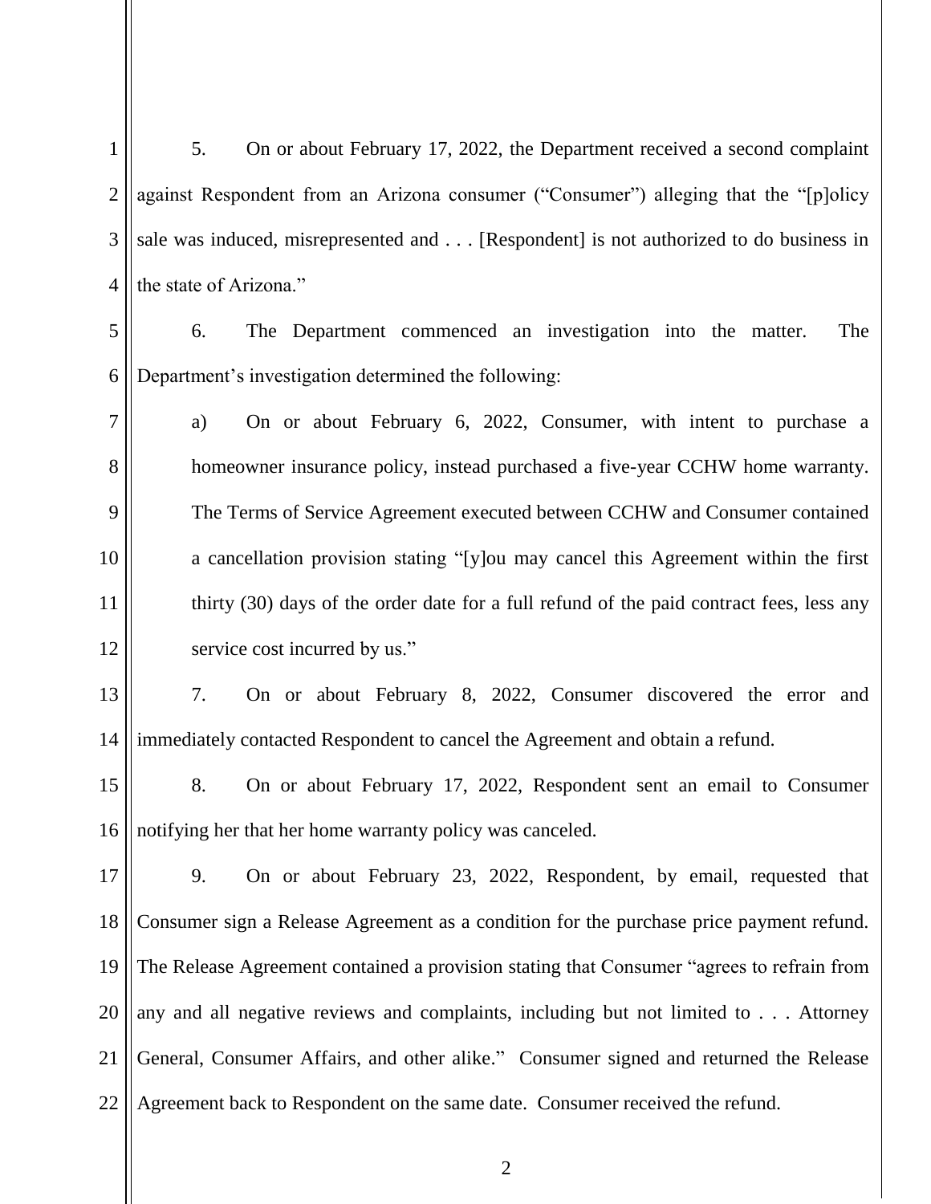5. On or about February 17, 2022, the Department received a second complaint against Respondent from an Arizona consumer ("Consumer") alleging that the "[p]olicy sale was induced, misrepresented and . . . [Respondent] is not authorized to do business in the state of Arizona."

6. The Department commenced an investigation into the matter. The Department's investigation determined the following:

   a) On or about February 6, 2022, Consumer, with intent to purchase a homeowner insurance policy, instead purchased a five-year CCHW home warranty. The Terms of Service Agreement executed between CCHW and Consumer contained a cancellation provision stating "[y]ou may cancel this Agreement within the first thirty (30) days of the order date for a full refund of the paid contract fees, less any service cost incurred by us."

7. On or about February 8, 2022, Consumer discovered the error and immediately contacted Respondent to cancel the Agreement and obtain a refund.

8. On or about February 17, 2022, Respondent sent an email to Consumer notifying her that her home warranty policy was canceled.

9. On or about February 23, 2022, Respondent, by email, requested that Consumer sign a Release Agreement as a condition for the purchase price payment refund. The Release Agreement contained a provision stating that Consumer "agrees to refrain from any and all negative reviews and complaints, including but not limited to . . . Attorney General, Consumer Affairs, and other alike." Consumer signed and returned the Release Agreement back to Respondent on the same date. Consumer received the refund.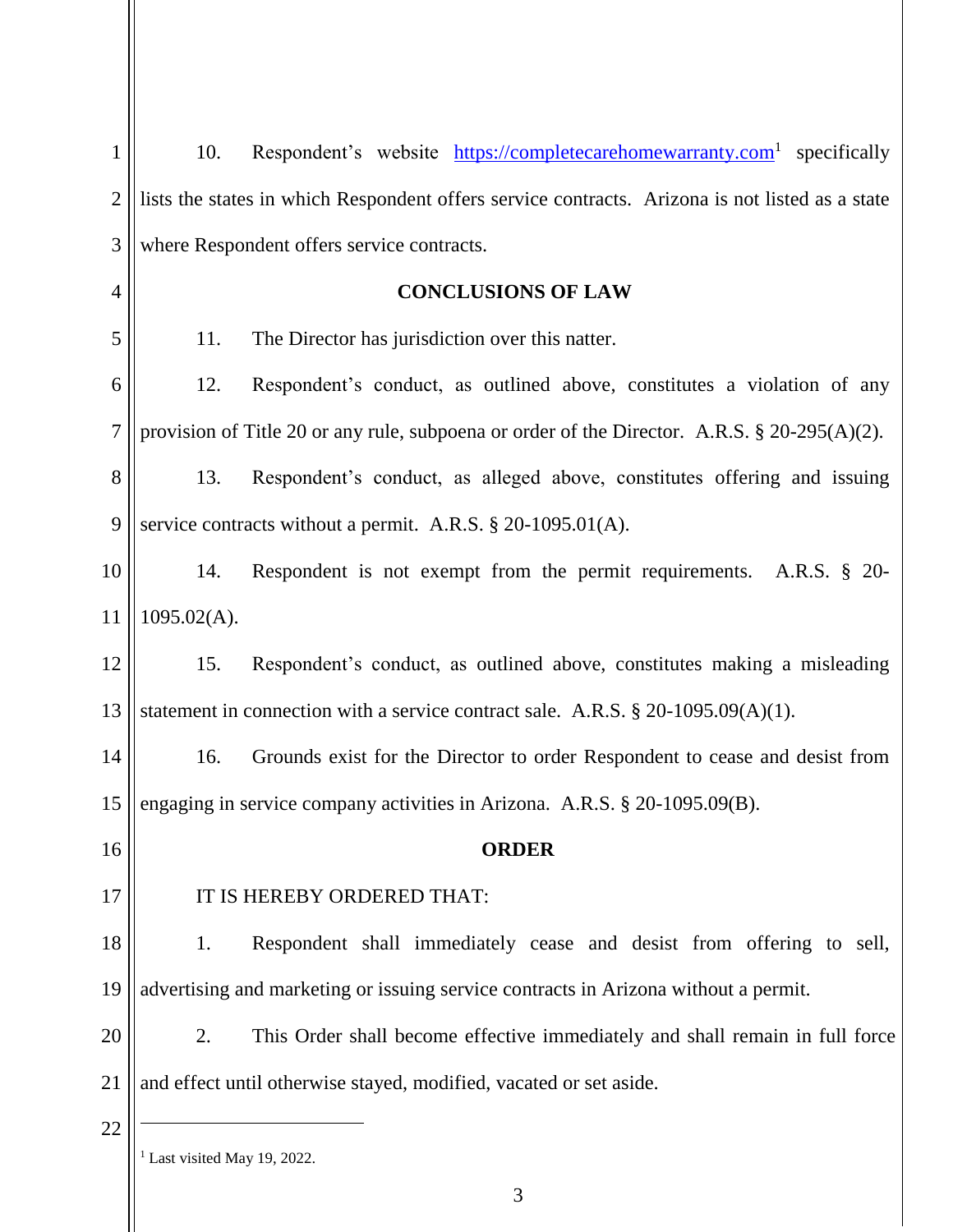10. Respondent's website https://completecarehomewarranty.com[1] specifically lists the states in which Respondent offers service contracts. Arizona is not listed as a state where Respondent offers service contracts.

**CONCLUSIONS OF LAW**

11. The Director has jurisdiction over this natter.

12. Respondent's conduct, as outlined above, constitutes a violation of any provision of Title 20 or any rule, subpoena or order of the Director. A.R.S. § 20-295(A)(2).

13. Respondent's conduct, as alleged above, constitutes offering and issuing service contracts without a permit. A.R.S. § 20-1095.01(A).

14. Respondent is not exempt from the permit requirements. A.R.S. § 20-1095.02(A).

15. Respondent's conduct, as outlined above, constitutes making a misleading statement in connection with a service contract sale. A.R.S. § 20-1095.09(A)(1).

16. Grounds exist for the Director to order Respondent to cease and desist from engaging in service company activities in Arizona. A.R.S. § 20-1095.09(B).

**ORDER**

IT IS HEREBY ORDERED THAT:

1. Respondent shall immediately cease and desist from offering to sell, advertising and marketing or issuing service contracts in Arizona without a permit.

2. This Order shall become effective immediately and shall remain in full force and effect until otherwise stayed, modified, vacated or set aside.

---

[1] Last visited May 19, 2022.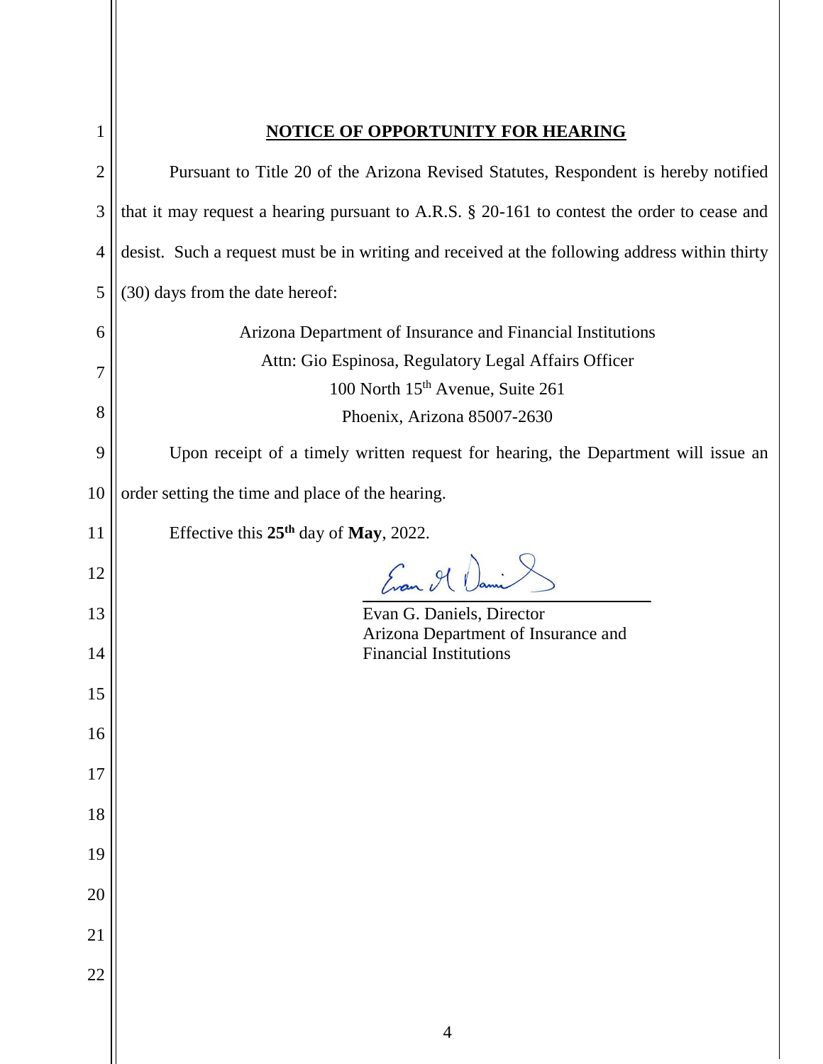## NOTICE OF OPPORTUNITY FOR HEARING

Pursuant to Title 20 of the Arizona Revised Statutes, Respondent is hereby notified that it may request a hearing pursuant to A.R.S. § 20-161 to contest the order to cease and desist. Such a request must be in writing and received at the following address within thirty (30) days from the date hereof:

Arizona Department of Insurance and Financial Institutions
Attn: Gio Espinosa, Regulatory Legal Affairs Officer
100 North 15th Avenue, Suite 261
Phoenix, Arizona 85007-2630

Upon receipt of a timely written request for hearing, the Department will issue an order setting the time and place of the hearing.

Effective this **25th** day of **May**, 2022.

Evan G. Daniels, Director
Arizona Department of Insurance and Financial Institutions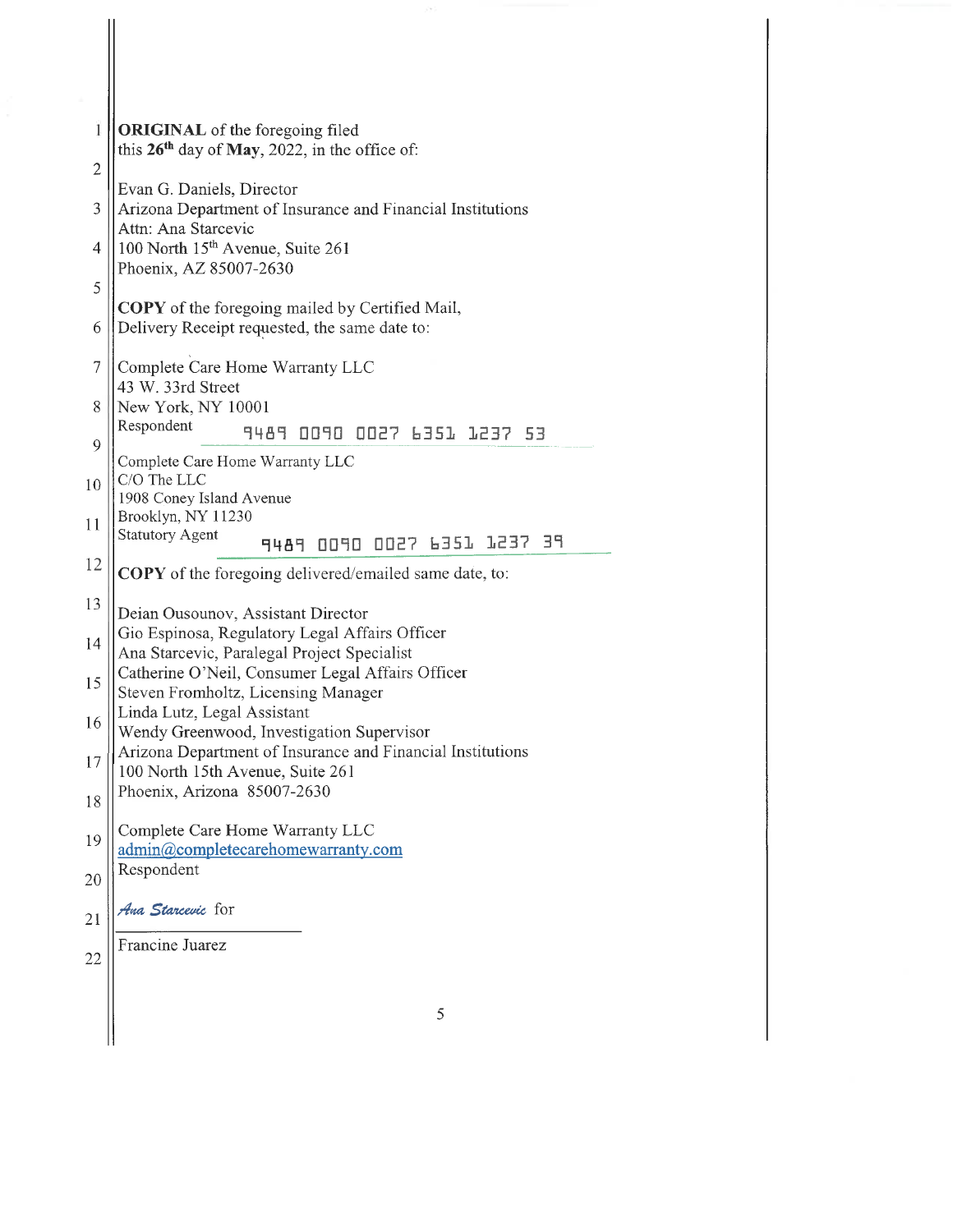**ORIGINAL** of the foregoing filed
this **26th** day of **May**, 2022, in the office of:

Evan G. Daniels, Director
Arizona Department of Insurance and Financial Institutions
Attn: Ana Starcevic
100 North 15th Avenue, Suite 261
Phoenix, AZ 85007-2630

**COPY** of the foregoing mailed by Certified Mail,
Delivery Receipt requested, the same date to:

Complete Care Home Warranty LLC
43 W. 33rd Street
New York, NY 10001
Respondent 9489 0090 0027 6351 1237 53

Complete Care Home Warranty LLC
C/O The LLC
1908 Coney Island Avenue
Brooklyn, NY 11230
Statutory Agent 9489 0090 0027 6351 1237 39

**COPY** of the foregoing delivered/emailed same date, to:

Deian Ousounov, Assistant Director
Gio Espinosa, Regulatory Legal Affairs Officer
Ana Starcevic, Paralegal Project Specialist
Catherine O'Neil, Consumer Legal Affairs Officer
Steven Fromholtz, Licensing Manager
Linda Lutz, Legal Assistant
Wendy Greenwood, Investigation Supervisor
Arizona Department of Insurance and Financial Institutions
100 North 15th Avenue, Suite 261
Phoenix, Arizona 85007-2630

Complete Care Home Warranty LLC
admin@completecarehomewarranty.com
Respondent

*Ana Starcevic* for

Francine Juarez